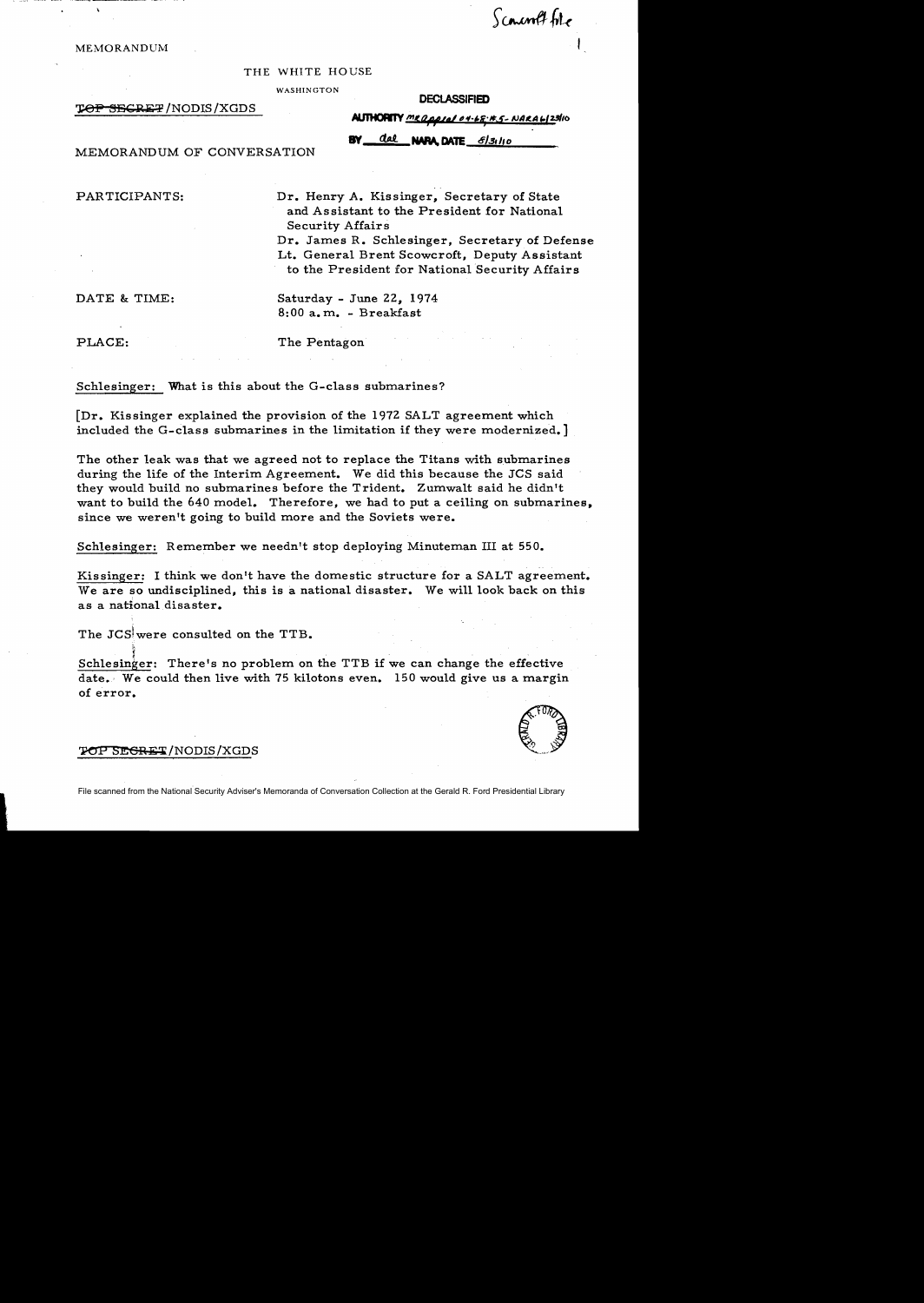Scowcroft file

MEMORANDUM

THE WHITE HOUSE

WASHINGTON

~~TOP SECRET~~/NODIS/XGDS

**DECLASSIFIED**

**AUTHORITY** MR Appeal 04-68; #5-NARA 6/23/10

**BY** dal **NARA, DATE** 8/31/10

MEMORANDUM OF CONVERSATION

PARTICIPANTS: Dr. Henry A. Kissinger, Secretary of State and Assistant to the President for National Security Affairs

Dr. James R. Schlesinger, Secretary of Defense

Lt. General Brent Scowcroft, Deputy Assistant to the President for National Security Affairs

DATE & TIME: Saturday - June 22, 1974
8:00 a.m. - Breakfast

PLACE: The Pentagon

Schlesinger: What is this about the G-class submarines?

[Dr. Kissinger explained the provision of the 1972 SALT agreement which included the G-class submarines in the limitation if they were modernized.]

The other leak was that we agreed not to replace the Titans with submarines during the life of the Interim Agreement. We did this because the JCS said they would build no submarines before the Trident. Zumwalt said he didn't want to build the 640 model. Therefore, we had to put a ceiling on submarines, since we weren't going to build more and the Soviets were.

Schlesinger: Remember we needn't stop deploying Minuteman III at 550.

Kissinger: I think we don't have the domestic structure for a SALT agreement. We are so undisciplined, this is a national disaster. We will look back on this as a national disaster.

The JCS were consulted on the TTB.

Schlesinger: There's no problem on the TTB if we can change the effective date. We could then live with 75 kilotons even. 150 would give us a margin of error.

~~TOP SECRET~~/NODIS/XGDS

File scanned from the National Security Adviser's Memoranda of Conversation Collection at the Gerald R. Ford Presidential Library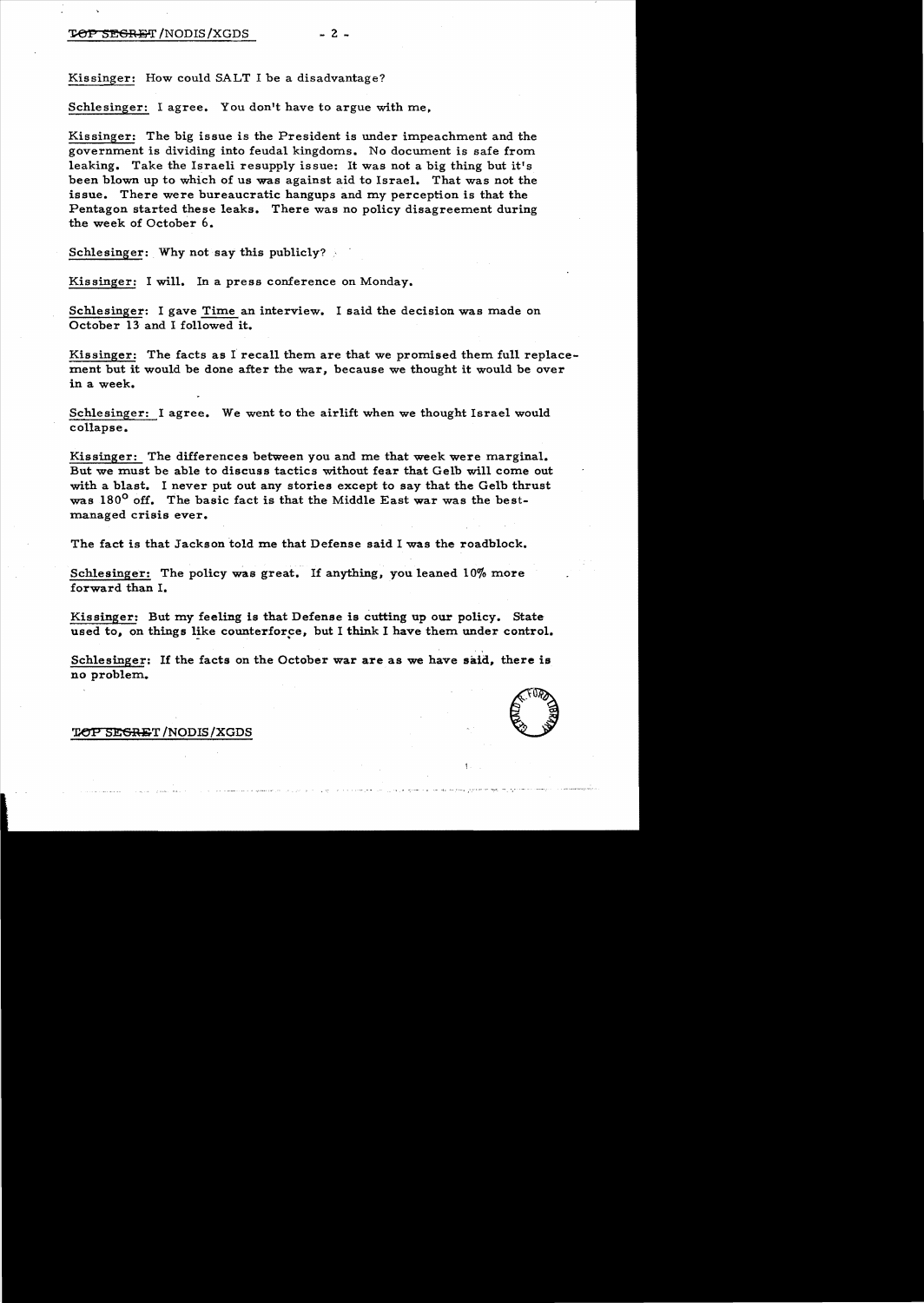Kissinger: How could SALT I be a disadvantage?

Schlesinger: I agree. You don't have to argue with me,

Kissinger: The big issue is the President is under impeachment and the government is dividing into feudal kingdoms. No document is safe from leaking. Take the Israeli resupply issue: It was not a big thing but it's been blown up to which of us was against aid to Israel. That was not the issue. There were bureaucratic hangups and my perception is that the Pentagon started these leaks. There was no policy disagreement during the week of October 6.

Schlesinger: Why not say this publicly?

Kissinger: I will. In a press conference on Monday.

Schlesinger: I gave Time an interview. I said the decision was made on October 13 and I followed it.

Kissinger: The facts as I recall them are that we promised them full replacement but it would be done after the war, because we thought it would be over in a week.

Schlesinger: I agree. We went to the airlift when we thought Israel would collapse.

Kissinger: The differences between you and me that week were marginal. But we must be able to discuss tactics without fear that Gelb will come out with a blast. I never put out any stories except to say that the Gelb thrust was 180° off. The basic fact is that the Middle East war was the best-managed crisis ever.

The fact is that Jackson told me that Defense said I was the roadblock.

Schlesinger: The policy was great. If anything, you leaned 10% more forward than I.

Kissinger: But my feeling is that Defense is cutting up our policy. State used to, on things like counterforce, but I think I have them under control.

Schlesinger: If the facts on the October war are as we have said, there is no problem.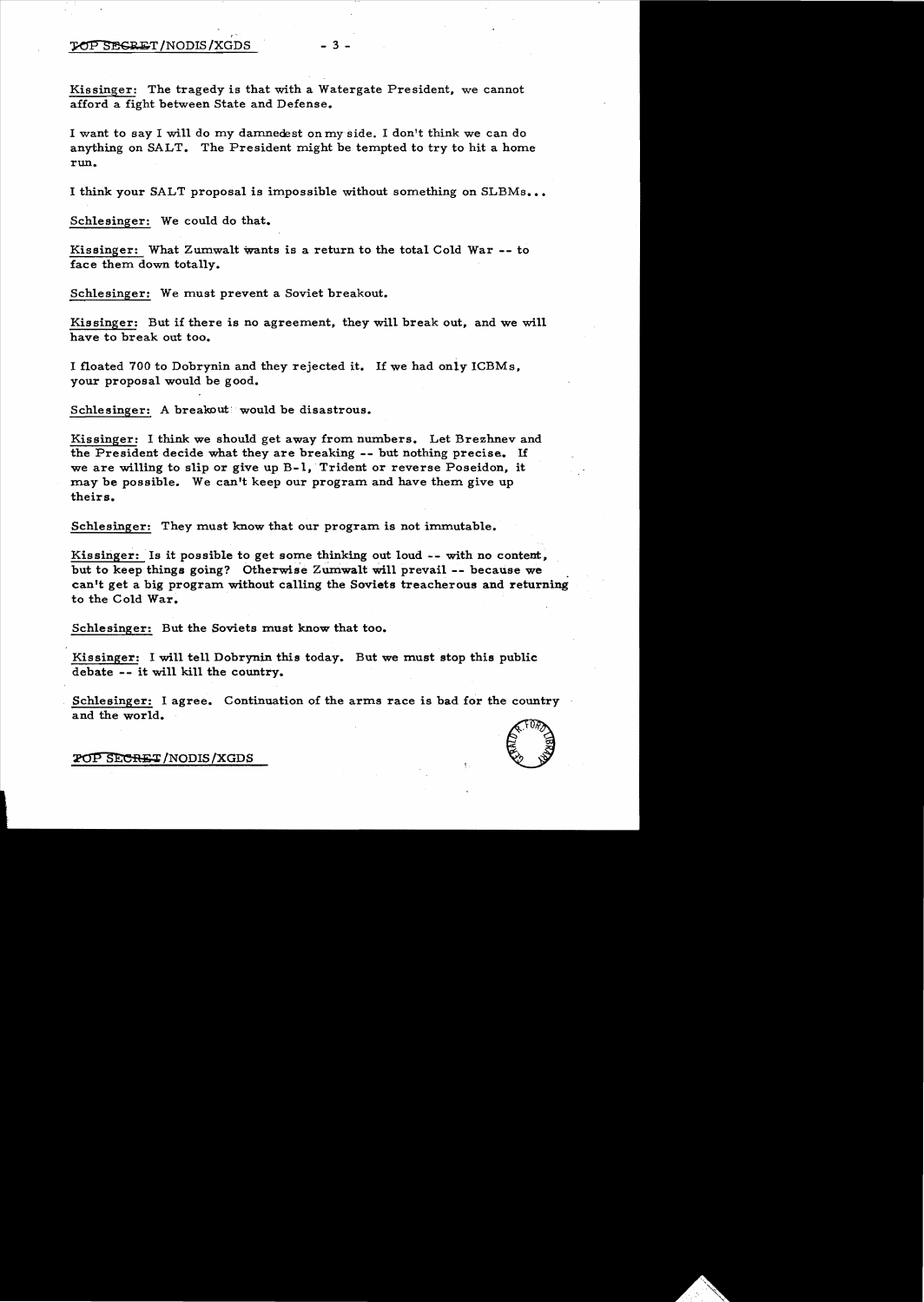Kissinger: The tragedy is that with a Watergate President, we cannot afford a fight between State and Defense.

I want to say I will do my damnedest on my side. I don't think we can do anything on SALT. The President might be tempted to try to hit a home run.

I think your SALT proposal is impossible without something on SLBMs...

Schlesinger: We could do that.

Kissinger: What Zumwalt wants is a return to the total Cold War -- to face them down totally.

Schlesinger: We must prevent a Soviet breakout.

Kissinger: But if there is no agreement, they will break out, and we will have to break out too.

I floated 700 to Dobrynin and they rejected it. If we had only ICBMs, your proposal would be good.

Schlesinger: A breakout would be disastrous.

Kissinger: I think we should get away from numbers. Let Brezhnev and the President decide what they are breaking -- but nothing precise. If we are willing to slip or give up B-1, Trident or reverse Poseidon, it may be possible. We can't keep our program and have them give up theirs.

Schlesinger: They must know that our program is not immutable.

Kissinger: Is it possible to get some thinking out loud -- with no content, but to keep things going? Otherwise Zumwalt will prevail -- because we can't get a big program without calling the Soviets treacherous and returning to the Cold War.

Schlesinger: But the Soviets must know that too.

Kissinger: I will tell Dobrynin this today. But we must stop this public debate -- it will kill the country.

Schlesinger: I agree. Continuation of the arms race is bad for the country and the world.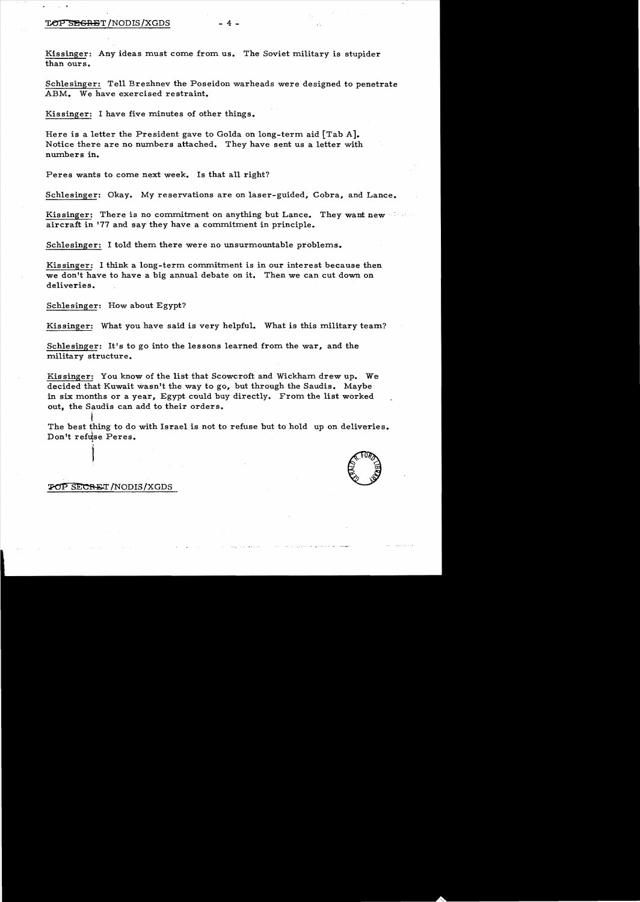Kissinger: Any ideas must come from us. The Soviet military is stupider than ours.

Schlesinger: Tell Brezhnev the Poseidon warheads were designed to penetrate ABM. We have exercised restraint.

Kissinger: I have five minutes of other things.

Here is a letter the President gave to Golda on long-term aid [Tab A]. Notice there are no numbers attached. They have sent us a letter with numbers in.

Peres wants to come next week. Is that all right?

Schlesinger: Okay. My reservations are on laser-guided, Cobra, and Lance.

Kissinger: There is no commitment on anything but Lance. They want new aircraft in '77 and say they have a commitment in principle.

Schlesinger: I told them there were no unsurmountable problems.

Kissinger: I think a long-term commitment is in our interest because then we don't have to have a big annual debate on it. Then we can cut down on deliveries.

Schlesinger: How about Egypt?

Kissinger: What you have said is very helpful. What is this military team?

Schlesinger: It's to go into the lessons learned from the war, and the military structure.

Kissinger: You know of the list that Scowcroft and Wickham drew up. We decided that Kuwait wasn't the way to go, but through the Saudis. Maybe in six months or a year, Egypt could buy directly. From the list worked out, the Saudis can add to their orders.

The best thing to do with Israel is not to refuse but to hold up on deliveries. Don't refuse Peres.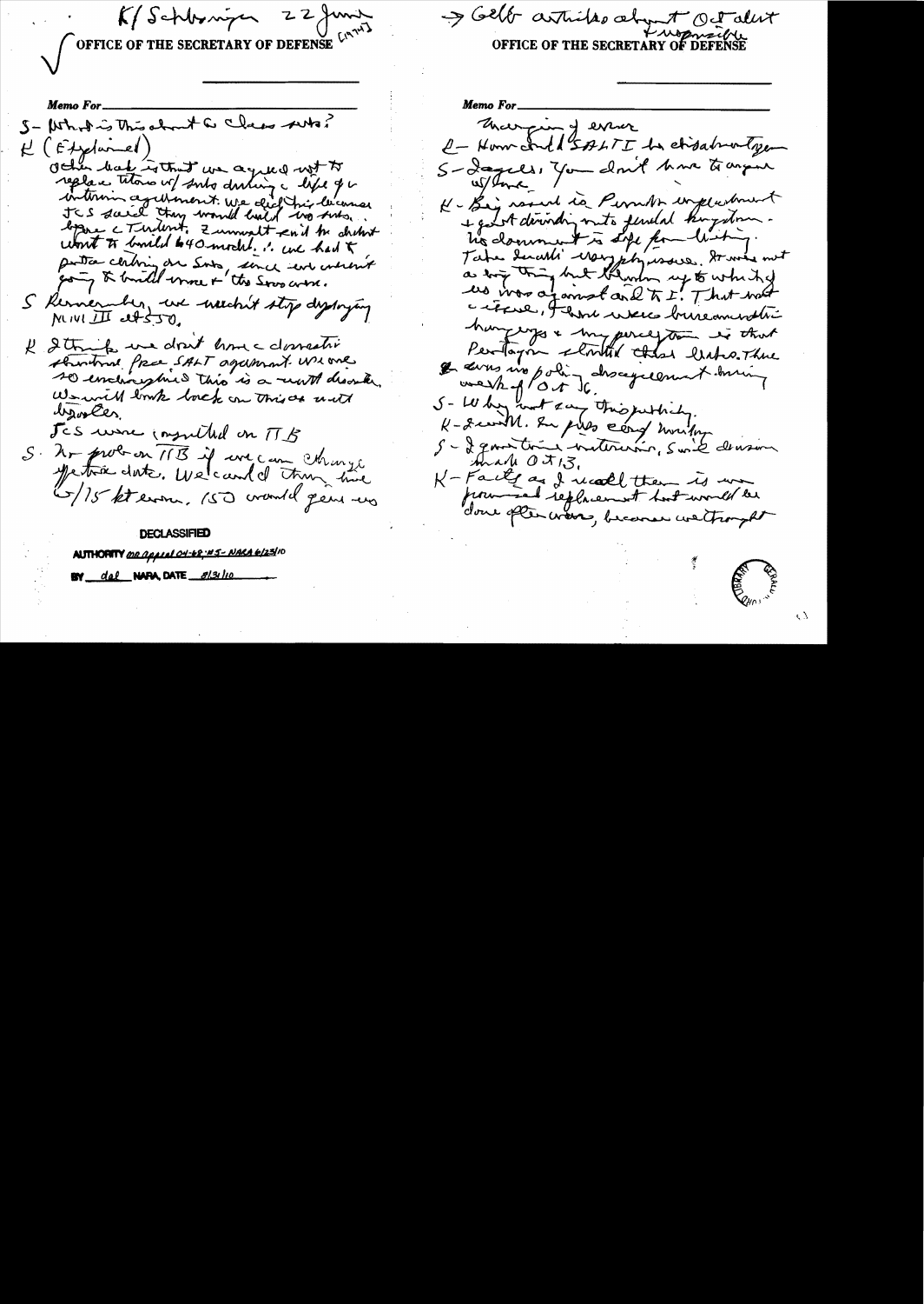K/Schlesinger 22 June [1974]

OFFICE OF THE SECRETARY OF DEFENSE

Memo For

S – What is this about G Class subs?

K (Explained)

Other bad is that we agreed not to replace Titans w/ subs during life of interim agreement. We did this because JCS said they would build no subs. Gave a Trident. 2 would end to be built until to build 640 mech. ∴ we had to put a ceiling on subs, since we weren't going to build more + the Sovs were.

S Remember, we weren't stop deploying MMIII at 550.

K I think we don't have a domestic structure for a SALT agreement. We are so enchanting this is a most disaster. We will look back on this as most disaster.

JCS were consulted on TTB

S. No prob on TTB if we can change the effective date. We could then have 5/15 kt even. 150 would give us

DECLASSIFIED

AUTHORITY MR Appeal 04-48; #5 - NARA 6/23/10

BY dal NARA, DATE 8/31/10

→ Gelb articles about Oct alert + responsibility

OFFICE OF THE SECRETARY OF DEFENSE

Memo For

Margin of error

2 – How could SALT I be disadvantageous

S – Agree. You don't have to argue w/ me.

K – Big issue is Penta implement + get it down into feudal kingdom. No document is safe from leaking. Take Laird's very phony issue. It was not a big thing but blown up to which it was against and to I. That was a issue. There were bureaucratic hangups + my perception is that Pentagon started these leaks. There was no policy disagreement during week of Oct 16.

S – Why not say this publicly.

K – I will. In press conf Monday

S – I gave time interview. Said decision made Oct 13.

K – Facts as I recall them is we promised replacement but would be done after war, because we thought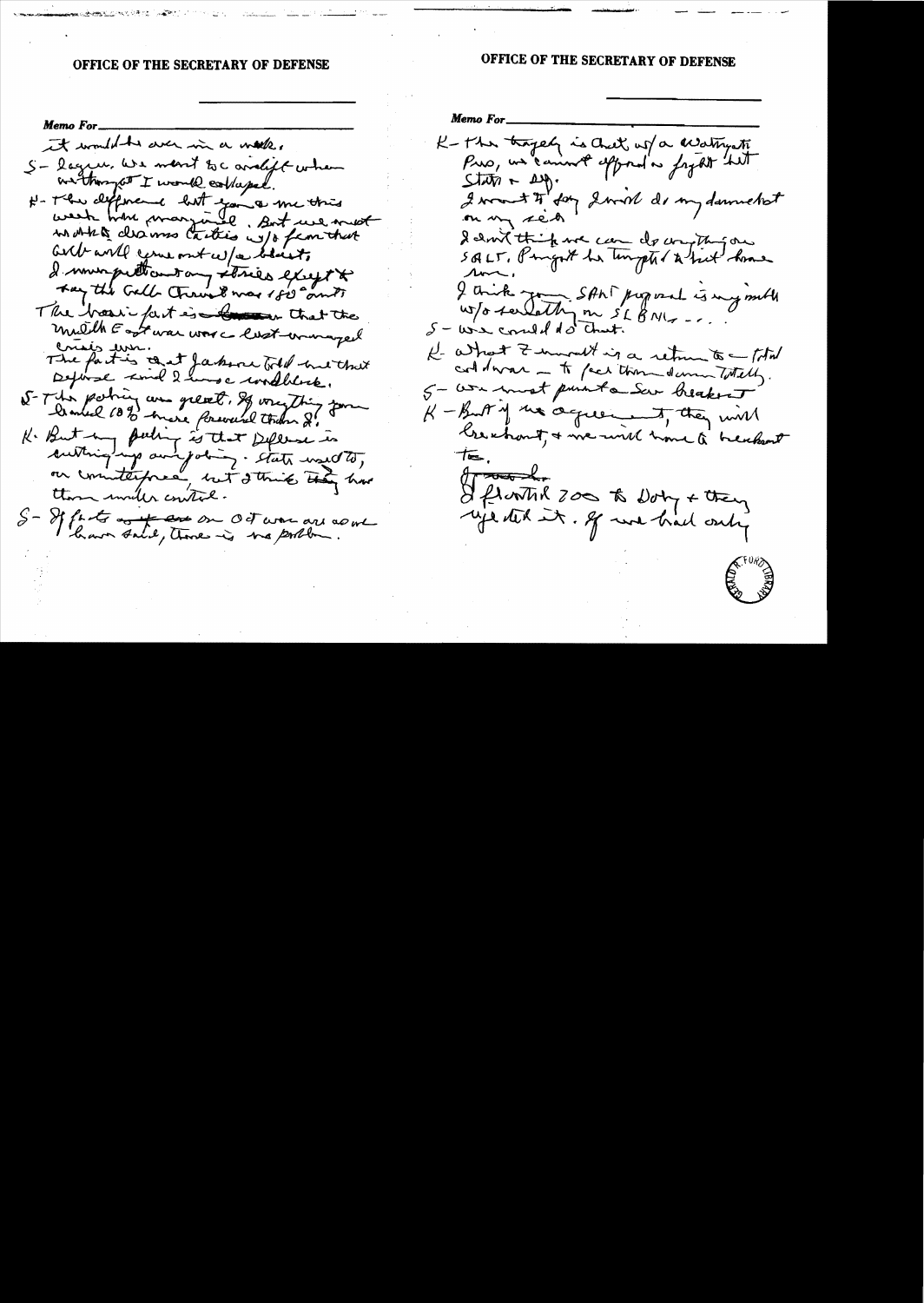OFFICE OF THE SECRETARY OF DEFENSE

**Memo For** ________________

It would be over in a week.

S- Agree. We went to a airlift when we thought I would collapse.

K- The difference last year & me this week have marginal. But we must not let it drain Castro w/o fear that Cuba will come out w/a blast.

I never predicted any strikes except to say the Golan thing was 180° anti.

The basic fact is that the Middle East war was a well-managed crisis even.

The fact is that Jackson told me that Defense and I have worldwide.

S- The policy was great. If anything you handled (?) more forward than I.

K- But my feeling is that Defense is cutting up our policy. State used to, on counterforce, but I think they have them under control.

S- If facts on the Oct war are as we have said, there is no problem.

OFFICE OF THE SECRETARY OF DEFENSE

**Memo For** ________________

K- The tragedy is that w/a Watergate Pres, we cannot afford a fight between State & Def.

I want to say I will do my damnedest on my side.

I don't think we can do anything on SALT. Pompidou has tempted a test ban now.

I think your SALT proposal is my mult w/o saddling on SLBMs . . .

S- We could do that.

K- What I want is a return to total cold war — to face them down totally.

S- We must push a SAL breakout.

K- But if no agreement, they will breakout, & we will have a breakout too.

I floated 700 to Doby & they rejected it. If we had only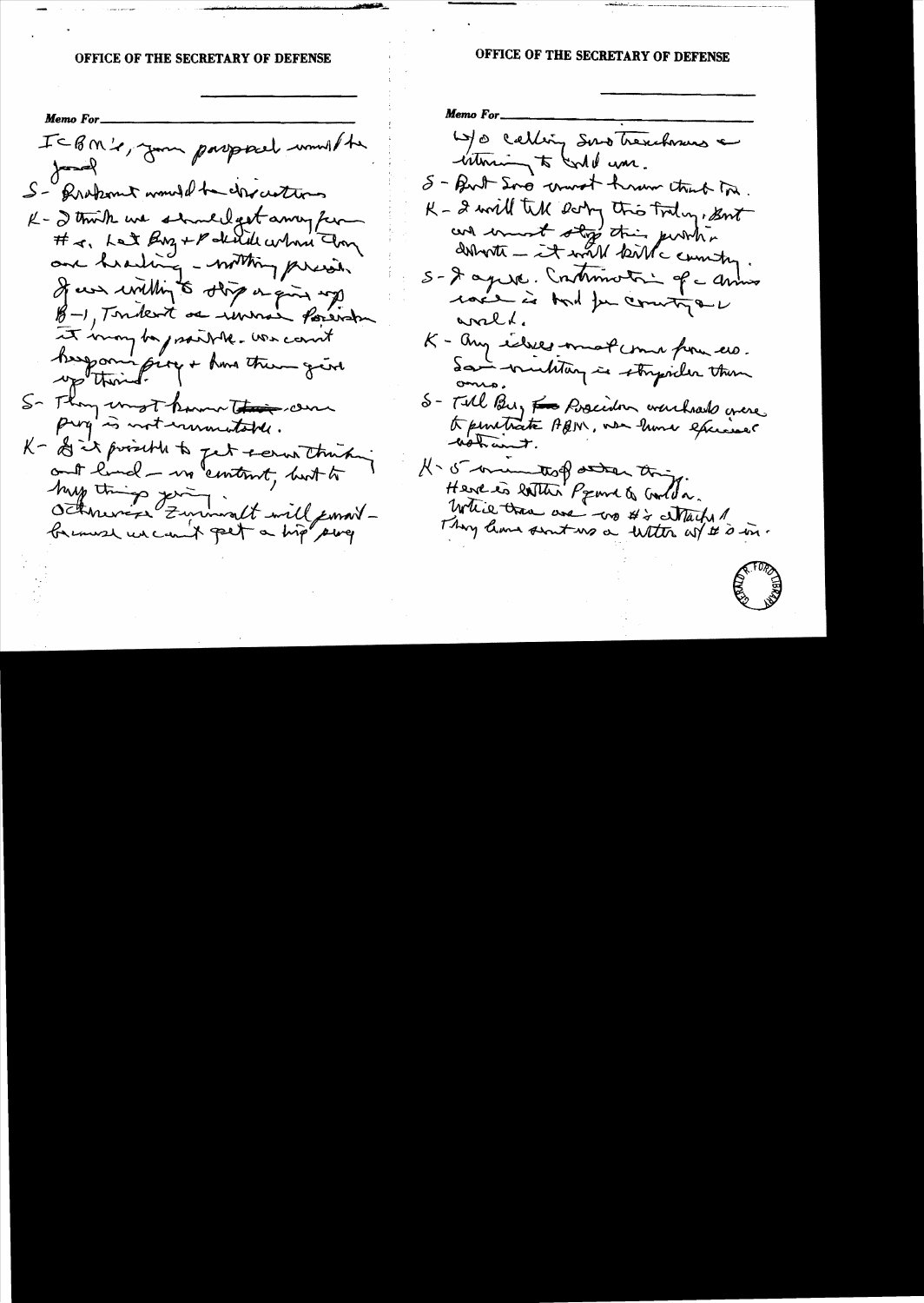OFFICE OF THE SECRETARY OF DEFENSE

*Memo For*

ICBM's, your proposal would be good

S - Brezhnev would be directions

K - I think we should get away from #s. Let Brez + Pol decide where they are heading - nothing precise. If we willing to stop or give up B-1, Trident or cruise, Brezhnev it may be possible. We can't bargain prog + have them give up theirs.

S - They must know their own prog is not unacceptable.

K - Is it possible to get some thinking out here - no content, but to keep things going. Otherwise Zumwalt will jump - because we can't get a big prog

OFFICE OF THE SECRETARY OF DEFENSE

*Memo For*

w/o calling Sov treacherous + returning to cold war.

S - But Sov must know that too.

K - I will tell Dobry this today. But we must stop this public debate - it will kill country.

S - I agree. Continuation of arms race is bad for country + world.

K - Any ideas must come from us. Sov military is stupider than ours.

S - Tell Brez Poseidon warheads were to penetrate ABM, we have excess warhead.

K - 5 minutes of other thing. Here is letter Pres to Golda. While there are no #s attached. They have sent us a letter w/ #s in.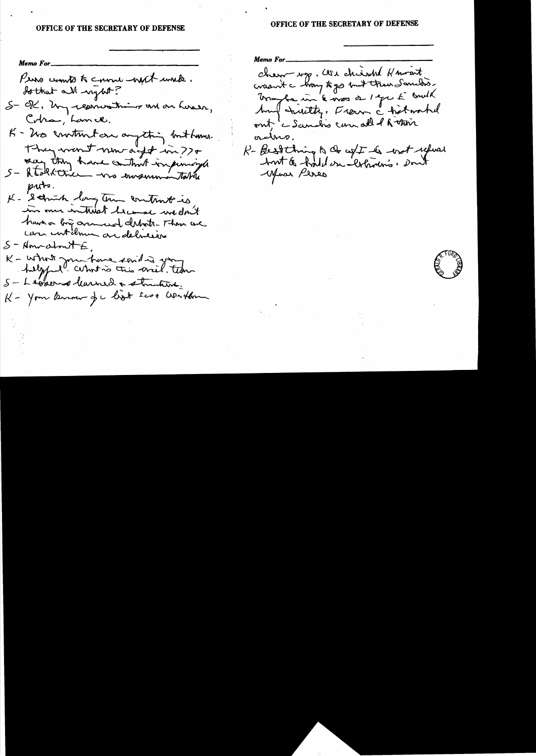Memo For

Peres wants to come next week. Is that all right?

S- OK. My reservations are on Lasers, Cobra, Lance.

K- No contract on anything but Lance. They want new aircraft in 77 & say they have contract in principle.

S- I told them — no commitment to these parts.

K- I think long term contract is in our interest because we don't have a big annual debate. Then we can control our deliveries.

S- How about E.

K- What you have said is very helpful. What is this evil. When

S- Lessons learned & structure.

K- You know of a list I sent. Wouldn't

Memo For

clean up. We checked & wasn't a long to go but then Sanchos. Maybe in 6 mos or 1 yr E could buy quietly. From the intercepted out the Sanchos can all of their orders.

K- Best thing to do w/I is not refuse but to hold on deliveries. Don't refuse Peres